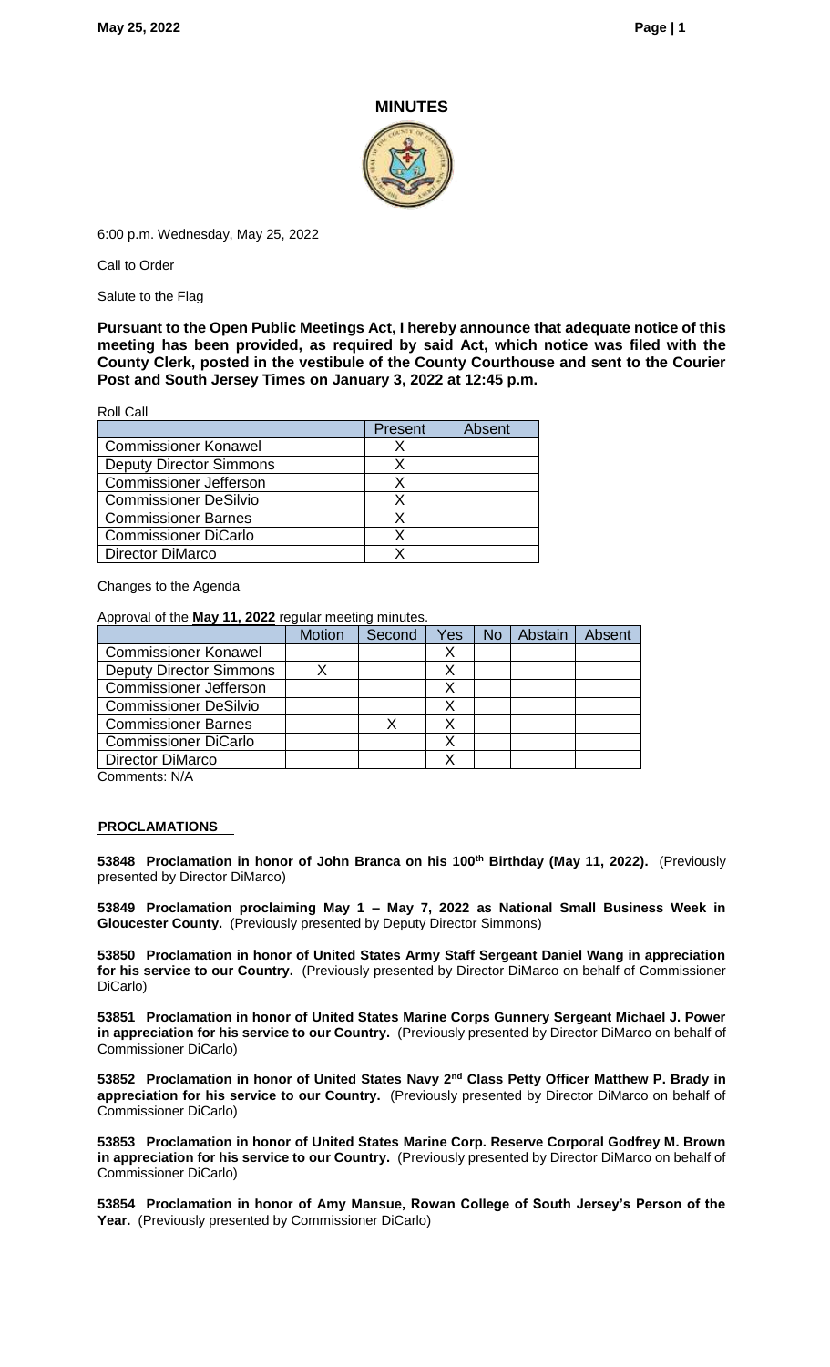# MINUTES

6:00 p.m. Wednesday, May 25, 2022

Call to Order

Salute to the Flag

**Pursuant to the Open Public Meetings Act, I hereby announce that adequate notice of this meeting has been provided, as required by said Act, which notice was filed with the County Clerk, posted in the vestibule of the County Courthouse and sent to the Courier Post and South Jersey Times on January 3, 2022 at 12:45 p.m.**

Roll Call

| | Present | Absent |
|---|---|---|
| Commissioner Konawel | X | |
| Deputy Director Simmons | X | |
| Commissioner Jefferson | X | |
| Commissioner DeSilvio | X | |
| Commissioner Barnes | X | |
| Commissioner DiCarlo | X | |
| Director DiMarco | X | |

Changes to the Agenda

Approval of the **May 11, 2022** regular meeting minutes.

| | Motion | Second | Yes | No | Abstain | Absent |
|---|---|---|---|---|---|---|
| Commissioner Konawel | | | X | | | |
| Deputy Director Simmons | X | | X | | | |
| Commissioner Jefferson | | | X | | | |
| Commissioner DeSilvio | | | X | | | |
| Commissioner Barnes | | X | X | | | |
| Commissioner DiCarlo | | | X | | | |
| Director DiMarco | | | X | | | |

Comments: N/A

## PROCLAMATIONS

**53848 Proclamation in honor of John Branca on his 100th Birthday (May 11, 2022).** (Previously presented by Director DiMarco)

**53849 Proclamation proclaiming May 1 – May 7, 2022 as National Small Business Week in Gloucester County.** (Previously presented by Deputy Director Simmons)

**53850 Proclamation in honor of United States Army Staff Sergeant Daniel Wang in appreciation for his service to our Country.** (Previously presented by Director DiMarco on behalf of Commissioner DiCarlo)

**53851 Proclamation in honor of United States Marine Corps Gunnery Sergeant Michael J. Power in appreciation for his service to our Country.** (Previously presented by Director DiMarco on behalf of Commissioner DiCarlo)

**53852 Proclamation in honor of United States Navy 2nd Class Petty Officer Matthew P. Brady in appreciation for his service to our Country.** (Previously presented by Director DiMarco on behalf of Commissioner DiCarlo)

**53853 Proclamation in honor of United States Marine Corp. Reserve Corporal Godfrey M. Brown in appreciation for his service to our Country.** (Previously presented by Director DiMarco on behalf of Commissioner DiCarlo)

**53854 Proclamation in honor of Amy Mansue, Rowan College of South Jersey's Person of the Year.** (Previously presented by Commissioner DiCarlo)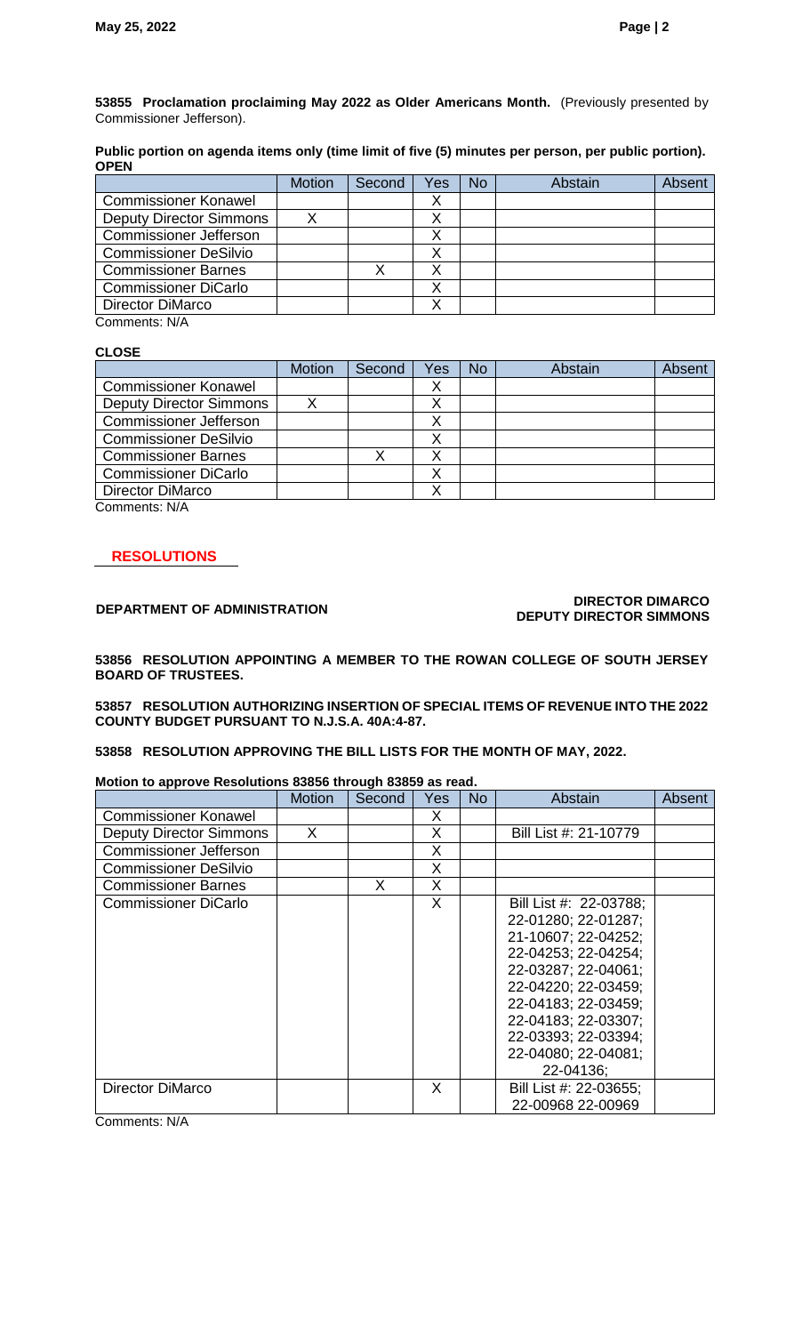**53855 Proclamation proclaiming May 2022 as Older Americans Month.** (Previously presented by Commissioner Jefferson).

**Public portion on agenda items only (time limit of five (5) minutes per person, per public portion).**
**OPEN**

| | Motion | Second | Yes | No | Abstain | Absent |
|---|---|---|---|---|---|---|
| Commissioner Konawel | | | X | | | |
| Deputy Director Simmons | X | | X | | | |
| Commissioner Jefferson | | | X | | | |
| Commissioner DeSilvio | | | X | | | |
| Commissioner Barnes | | X | X | | | |
| Commissioner DiCarlo | | | X | | | |
| Director DiMarco | | | X | | | |

Comments: N/A

**CLOSE**

| | Motion | Second | Yes | No | Abstain | Absent |
|---|---|---|---|---|---|---|
| Commissioner Konawel | | | X | | | |
| Deputy Director Simmons | X | | X | | | |
| Commissioner Jefferson | | | X | | | |
| Commissioner DeSilvio | | | X | | | |
| Commissioner Barnes | | X | X | | | |
| Commissioner DiCarlo | | | X | | | |
| Director DiMarco | | | X | | | |

Comments: N/A

## RESOLUTIONS

**DEPARTMENT OF ADMINISTRATION** — **DIRECTOR DIMARCO, DEPUTY DIRECTOR SIMMONS**

**53856 RESOLUTION APPOINTING A MEMBER TO THE ROWAN COLLEGE OF SOUTH JERSEY BOARD OF TRUSTEES.**

**53857 RESOLUTION AUTHORIZING INSERTION OF SPECIAL ITEMS OF REVENUE INTO THE 2022 COUNTY BUDGET PURSUANT TO N.J.S.A. 40A:4-87.**

**53858 RESOLUTION APPROVING THE BILL LISTS FOR THE MONTH OF MAY, 2022.**

**Motion to approve Resolutions 83856 through 83859 as read.**

| | Motion | Second | Yes | No | Abstain | Absent |
|---|---|---|---|---|---|---|
| Commissioner Konawel | | | X | | | |
| Deputy Director Simmons | X | | X | | Bill List #: 21-10779 | |
| Commissioner Jefferson | | | X | | | |
| Commissioner DeSilvio | | | X | | | |
| Commissioner Barnes | | X | X | | | |
| Commissioner DiCarlo | | | X | | Bill List #: 22-03788; 22-01280; 22-01287; 21-10607; 22-04252; 22-04253; 22-04254; 22-03287; 22-04061; 22-04220; 22-03459; 22-04183; 22-03459; 22-04183; 22-03307; 22-03393; 22-03394; 22-04080; 22-04081; 22-04136; | |
| Director DiMarco | | | X | | Bill List #: 22-03655; 22-00968 22-00969 | |

Comments: N/A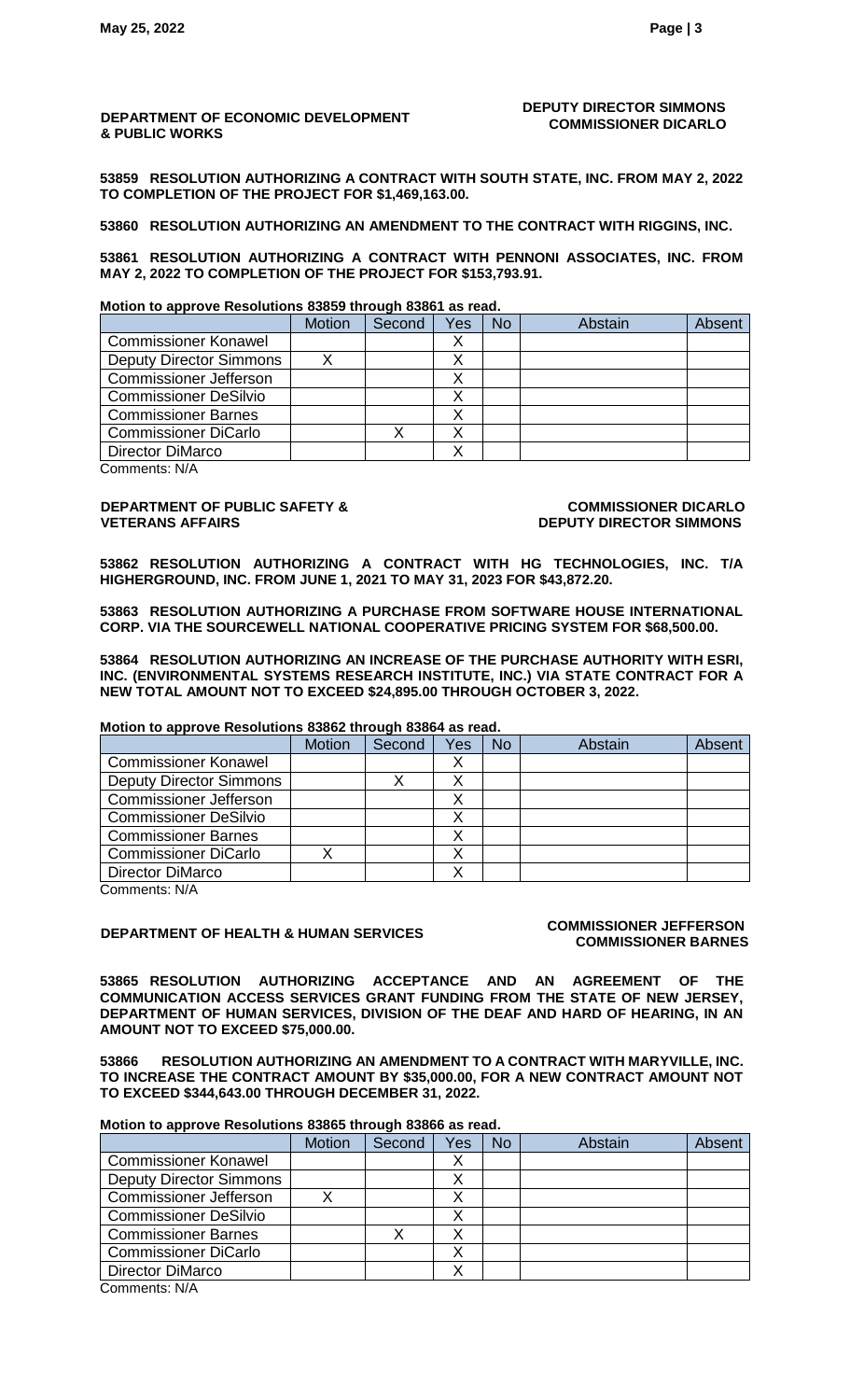**DEPARTMENT OF ECONOMIC DEVELOPMENT & PUBLIC WORKS**

**DEPUTY DIRECTOR SIMMONS**
**COMMISSIONER DICARLO**

**53859 RESOLUTION AUTHORIZING A CONTRACT WITH SOUTH STATE, INC. FROM MAY 2, 2022 TO COMPLETION OF THE PROJECT FOR $1,469,163.00.**

**53860 RESOLUTION AUTHORIZING AN AMENDMENT TO THE CONTRACT WITH RIGGINS, INC.**

**53861 RESOLUTION AUTHORIZING A CONTRACT WITH PENNONI ASSOCIATES, INC. FROM MAY 2, 2022 TO COMPLETION OF THE PROJECT FOR $153,793.91.**

**Motion to approve Resolutions 83859 through 83861 as read.**

| | Motion | Second | Yes | No | Abstain | Absent |
|---|---|---|---|---|---|---|
| Commissioner Konawel | | | X | | | |
| Deputy Director Simmons | X | | X | | | |
| Commissioner Jefferson | | | X | | | |
| Commissioner DeSilvio | | | X | | | |
| Commissioner Barnes | | | X | | | |
| Commissioner DiCarlo | | X | X | | | |
| Director DiMarco | | | X | | | |

Comments: N/A

**DEPARTMENT OF PUBLIC SAFETY & VETERANS AFFAIRS**

**COMMISSIONER DICARLO**
**DEPUTY DIRECTOR SIMMONS**

**53862 RESOLUTION AUTHORIZING A CONTRACT WITH HG TECHNOLOGIES, INC. T/A HIGHERGROUND, INC. FROM JUNE 1, 2021 TO MAY 31, 2023 FOR $43,872.20.**

**53863 RESOLUTION AUTHORIZING A PURCHASE FROM SOFTWARE HOUSE INTERNATIONAL CORP. VIA THE SOURCEWELL NATIONAL COOPERATIVE PRICING SYSTEM FOR $68,500.00.**

**53864 RESOLUTION AUTHORIZING AN INCREASE OF THE PURCHASE AUTHORITY WITH ESRI, INC. (ENVIRONMENTAL SYSTEMS RESEARCH INSTITUTE, INC.) VIA STATE CONTRACT FOR A NEW TOTAL AMOUNT NOT TO EXCEED $24,895.00 THROUGH OCTOBER 3, 2022.**

**Motion to approve Resolutions 83862 through 83864 as read.**

| | Motion | Second | Yes | No | Abstain | Absent |
|---|---|---|---|---|---|---|
| Commissioner Konawel | | | X | | | |
| Deputy Director Simmons | | X | X | | | |
| Commissioner Jefferson | | | X | | | |
| Commissioner DeSilvio | | | X | | | |
| Commissioner Barnes | | | X | | | |
| Commissioner DiCarlo | X | | X | | | |
| Director DiMarco | | | X | | | |

Comments: N/A

**DEPARTMENT OF HEALTH & HUMAN SERVICES**

**COMMISSIONER JEFFERSON**
**COMMISSIONER BARNES**

**53865 RESOLUTION AUTHORIZING ACCEPTANCE AND AN AGREEMENT OF THE COMMUNICATION ACCESS SERVICES GRANT FUNDING FROM THE STATE OF NEW JERSEY, DEPARTMENT OF HUMAN SERVICES, DIVISION OF THE DEAF AND HARD OF HEARING, IN AN AMOUNT NOT TO EXCEED $75,000.00.**

**53866 RESOLUTION AUTHORIZING AN AMENDMENT TO A CONTRACT WITH MARYVILLE, INC. TO INCREASE THE CONTRACT AMOUNT BY $35,000.00, FOR A NEW CONTRACT AMOUNT NOT TO EXCEED $344,643.00 THROUGH DECEMBER 31, 2022.**

**Motion to approve Resolutions 83865 through 83866 as read.**

| | Motion | Second | Yes | No | Abstain | Absent |
|---|---|---|---|---|---|---|
| Commissioner Konawel | | | X | | | |
| Deputy Director Simmons | | | X | | | |
| Commissioner Jefferson | X | | X | | | |
| Commissioner DeSilvio | | | X | | | |
| Commissioner Barnes | | X | X | | | |
| Commissioner DiCarlo | | | X | | | |
| Director DiMarco | | | X | | | |

Comments: N/A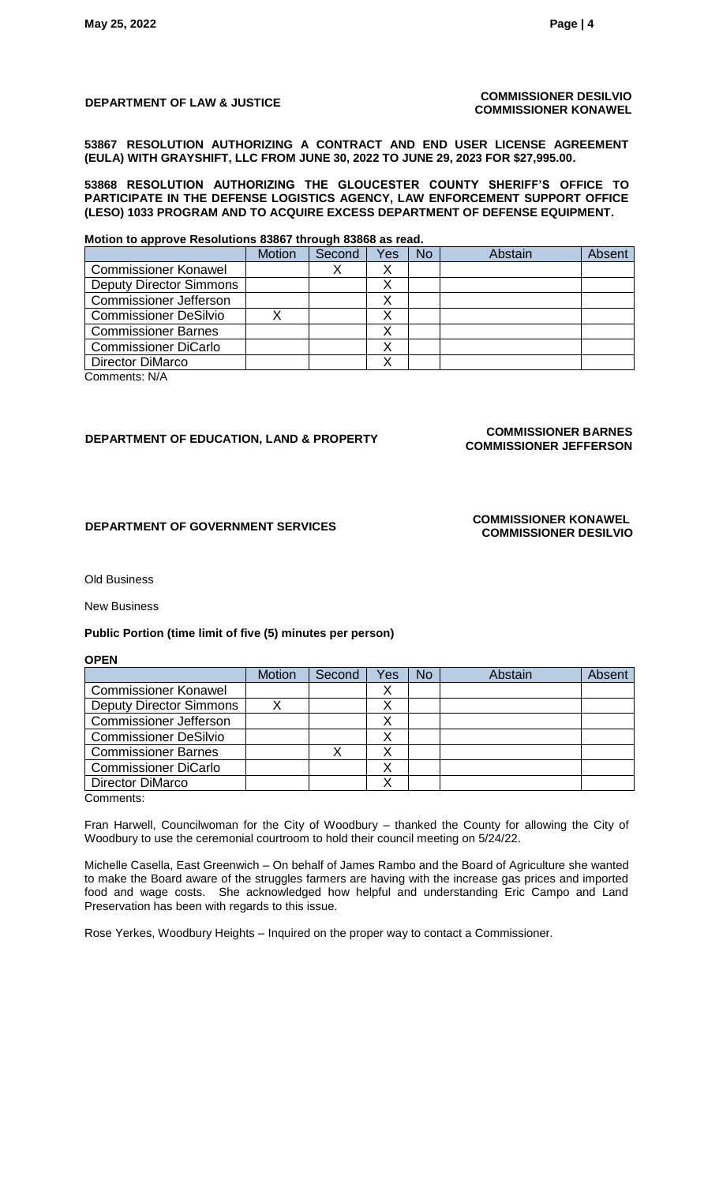**DEPARTMENT OF LAW & JUSTICE** — **COMMISSIONER DESILVIO**, **COMMISSIONER KONAWEL**

**53867 RESOLUTION AUTHORIZING A CONTRACT AND END USER LICENSE AGREEMENT (EULA) WITH GRAYSHIFT, LLC FROM JUNE 30, 2022 TO JUNE 29, 2023 FOR $27,995.00.**

**53868 RESOLUTION AUTHORIZING THE GLOUCESTER COUNTY SHERIFF'S OFFICE TO PARTICIPATE IN THE DEFENSE LOGISTICS AGENCY, LAW ENFORCEMENT SUPPORT OFFICE (LESO) 1033 PROGRAM AND TO ACQUIRE EXCESS DEPARTMENT OF DEFENSE EQUIPMENT.**

**Motion to approve Resolutions 83867 through 83868 as read.**

| | Motion | Second | Yes | No | Abstain | Absent |
|---|---|---|---|---|---|---|
| Commissioner Konawel | | X | X | | | |
| Deputy Director Simmons | | | X | | | |
| Commissioner Jefferson | | | X | | | |
| Commissioner DeSilvio | X | | X | | | |
| Commissioner Barnes | | | X | | | |
| Commissioner DiCarlo | | | X | | | |
| Director DiMarco | | | X | | | |

Comments: N/A

**DEPARTMENT OF EDUCATION, LAND & PROPERTY** — **COMMISSIONER BARNES**, **COMMISSIONER JEFFERSON**

**DEPARTMENT OF GOVERNMENT SERVICES** — **COMMISSIONER KONAWEL**, **COMMISSIONER DESILVIO**

Old Business

New Business

**Public Portion (time limit of five (5) minutes per person)**

**OPEN**

| | Motion | Second | Yes | No | Abstain | Absent |
|---|---|---|---|---|---|---|
| Commissioner Konawel | | | X | | | |
| Deputy Director Simmons | X | | X | | | |
| Commissioner Jefferson | | | X | | | |
| Commissioner DeSilvio | | | X | | | |
| Commissioner Barnes | | X | X | | | |
| Commissioner DiCarlo | | | X | | | |
| Director DiMarco | | | X | | | |

Comments:

Fran Harwell, Councilwoman for the City of Woodbury – thanked the County for allowing the City of Woodbury to use the ceremonial courtroom to hold their council meeting on 5/24/22.

Michelle Casella, East Greenwich – On behalf of James Rambo and the Board of Agriculture she wanted to make the Board aware of the struggles farmers are having with the increase gas prices and imported food and wage costs. She acknowledged how helpful and understanding Eric Campo and Land Preservation has been with regards to this issue.

Rose Yerkes, Woodbury Heights – Inquired on the proper way to contact a Commissioner.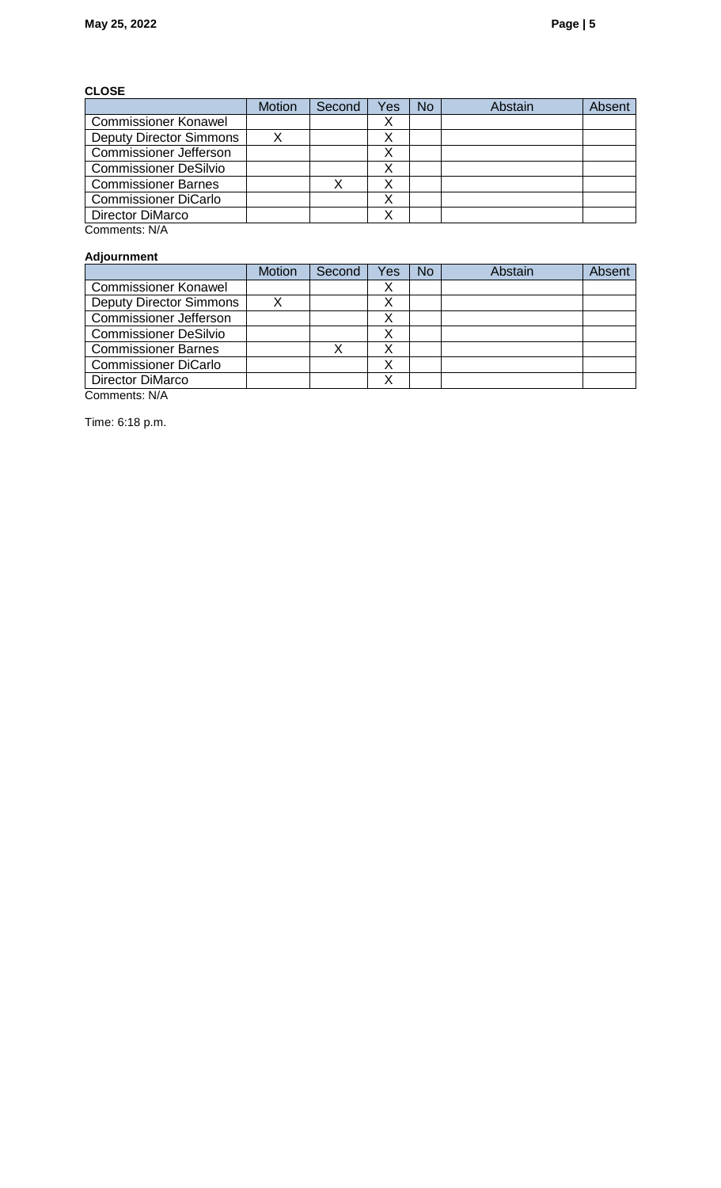**CLOSE**

| | Motion | Second | Yes | No | Abstain | Absent |
|---|---|---|---|---|---|---|
| Commissioner Konawel | | | X | | | |
| Deputy Director Simmons | X | | X | | | |
| Commissioner Jefferson | | | X | | | |
| Commissioner DeSilvio | | | X | | | |
| Commissioner Barnes | | X | X | | | |
| Commissioner DiCarlo | | | X | | | |
| Director DiMarco | | | X | | | |

Comments: N/A

**Adjournment**

| | Motion | Second | Yes | No | Abstain | Absent |
|---|---|---|---|---|---|---|
| Commissioner Konawel | | | X | | | |
| Deputy Director Simmons | X | | X | | | |
| Commissioner Jefferson | | | X | | | |
| Commissioner DeSilvio | | | X | | | |
| Commissioner Barnes | | X | X | | | |
| Commissioner DiCarlo | | | X | | | |
| Director DiMarco | | | X | | | |

Comments: N/A

Time: 6:18 p.m.